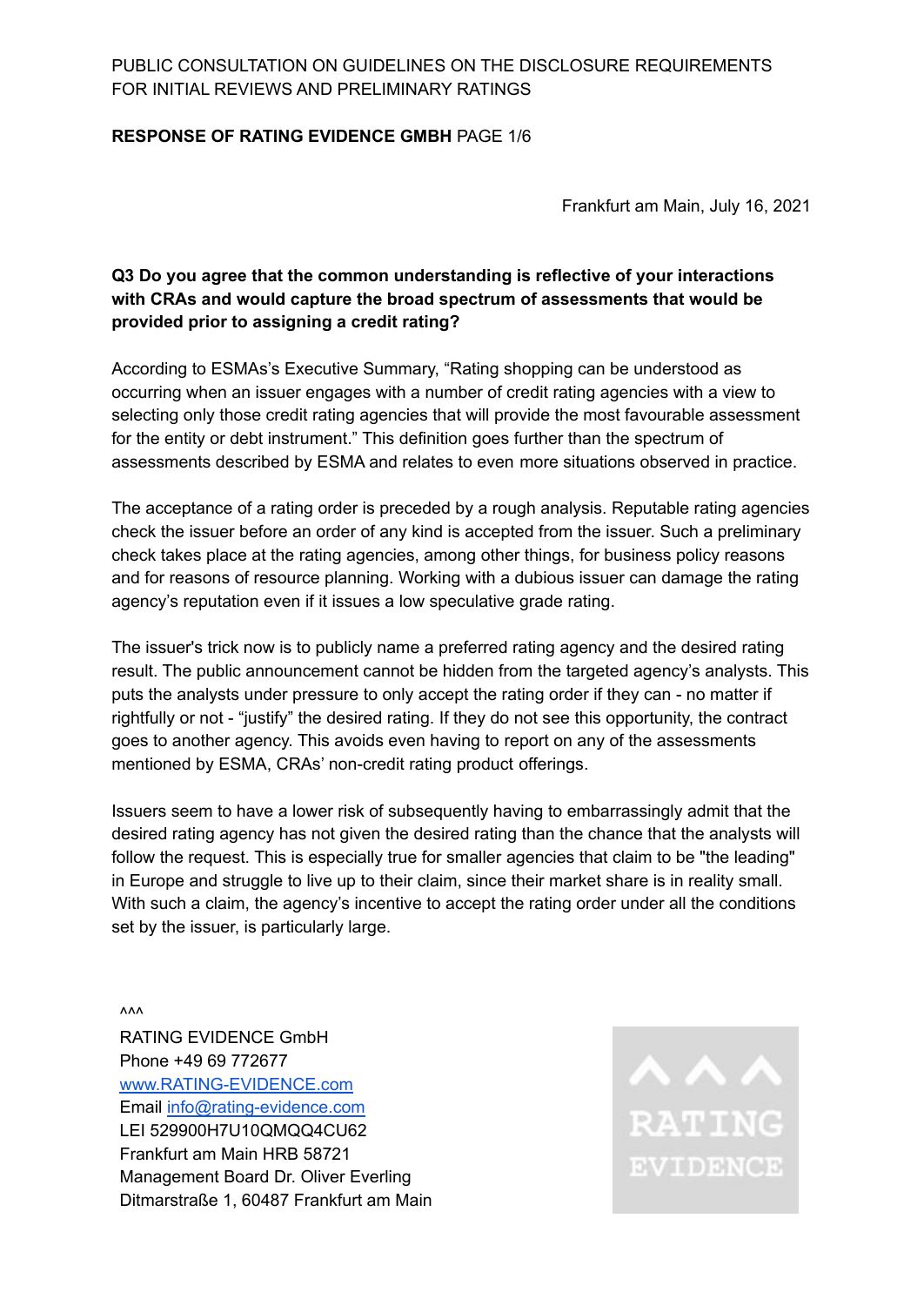PUBLIC CONSULTATION ON GUIDELINES ON THE DISCLOSURE REQUIREMENTS FOR INITIAL REVIEWS AND PRELIMINARY RATINGS

**RESPONSE OF RATING EVIDENCE GMBH**

Frankfurt am Main, July 16, 2021

**Q3 Do you agree that the common understanding is reflective of your interactions with CRAs and would capture the broad spectrum of assessments that would be provided prior to assigning a credit rating?**

According to ESMAs's Executive Summary, "Rating shopping can be understood as occurring when an issuer engages with a number of credit rating agencies with a view to selecting only those credit rating agencies that will provide the most favourable assessment for the entity or debt instrument." This definition goes further than the spectrum of assessments described by ESMA and relates to even more situations observed in practice.

The acceptance of a rating order is preceded by a rough analysis. Reputable rating agencies check the issuer before an order of any kind is accepted from the issuer. Such a preliminary check takes place at the rating agencies, among other things, for business policy reasons and for reasons of resource planning. Working with a dubious issuer can damage the rating agency's reputation even if it issues a low speculative grade rating.

The issuer's trick now is to publicly name a preferred rating agency and the desired rating result. The public announcement cannot be hidden from the targeted agency's analysts. This puts the analysts under pressure to only accept the rating order if they can - no matter if rightfully or not - "justify" the desired rating. If they do not see this opportunity, the contract goes to another agency. This avoids even having to report on any of the assessments mentioned by ESMA, CRAs' non-credit rating product offerings.

Issuers seem to have a lower risk of subsequently having to embarrassingly admit that the desired rating agency has not given the desired rating than the chance that the analysts will follow the request. This is especially true for smaller agencies that claim to be "the leading" in Europe and struggle to live up to their claim, since their market share is in reality small. With such a claim, the agency's incentive to accept the rating order under all the conditions set by the issuer, is particularly large.

^^^
RATING EVIDENCE GmbH
Phone +49 69 772677
www.RATING-EVIDENCE.com
Email info@rating-evidence.com
LEI 529900H7U10QMQQ4CU62
Frankfurt am Main HRB 58721
Management Board Dr. Oliver Everling
Ditmarstraße 1, 60487 Frankfurt am Main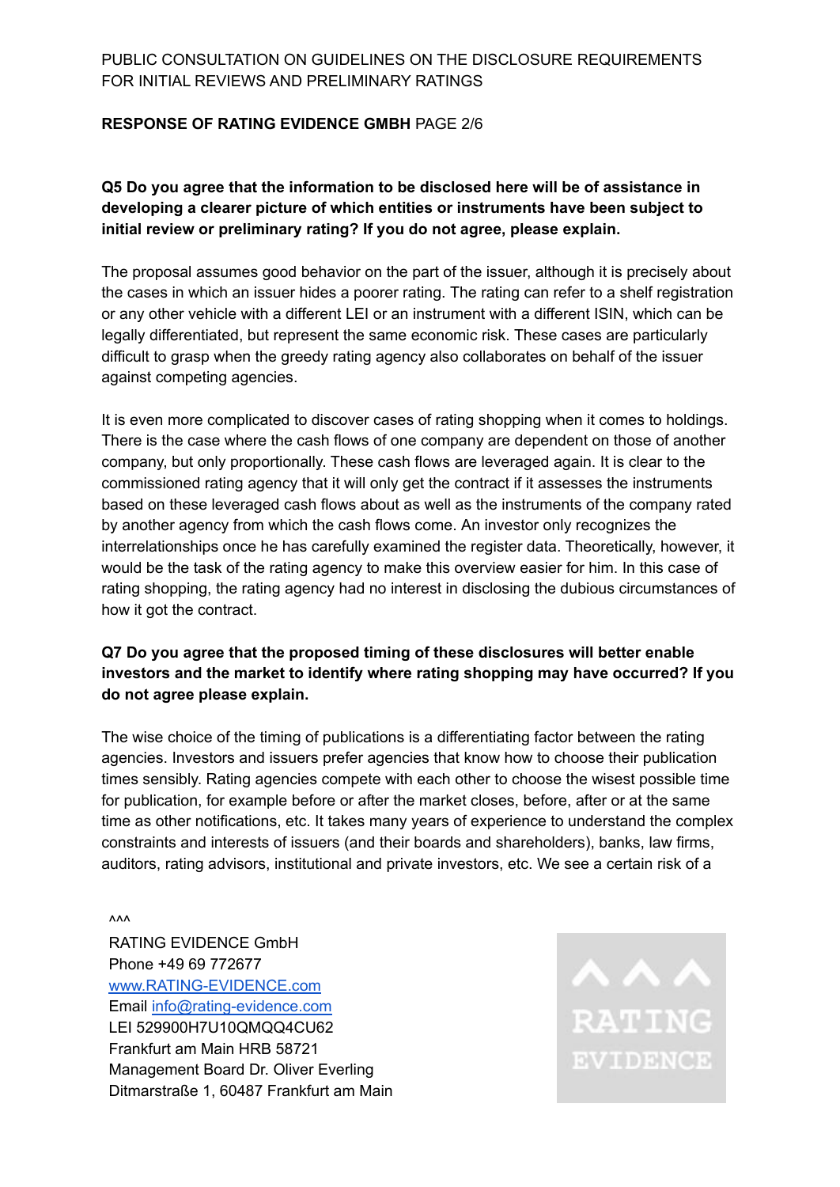**Q5 Do you agree that the information to be disclosed here will be of assistance in developing a clearer picture of which entities or instruments have been subject to initial review or preliminary rating? If you do not agree, please explain.**

The proposal assumes good behavior on the part of the issuer, although it is precisely about the cases in which an issuer hides a poorer rating. The rating can refer to a shelf registration or any other vehicle with a different LEI or an instrument with a different ISIN, which can be legally differentiated, but represent the same economic risk. These cases are particularly difficult to grasp when the greedy rating agency also collaborates on behalf of the issuer against competing agencies.

It is even more complicated to discover cases of rating shopping when it comes to holdings. There is the case where the cash flows of one company are dependent on those of another company, but only proportionally. These cash flows are leveraged again. It is clear to the commissioned rating agency that it will only get the contract if it assesses the instruments based on these leveraged cash flows about as well as the instruments of the company rated by another agency from which the cash flows come. An investor only recognizes the interrelationships once he has carefully examined the register data. Theoretically, however, it would be the task of the rating agency to make this overview easier for him. In this case of rating shopping, the rating agency had no interest in disclosing the dubious circumstances of how it got the contract.

**Q7 Do you agree that the proposed timing of these disclosures will better enable investors and the market to identify where rating shopping may have occurred? If you do not agree please explain.**

The wise choice of the timing of publications is a differentiating factor between the rating agencies. Investors and issuers prefer agencies that know how to choose their publication times sensibly. Rating agencies compete with each other to choose the wisest possible time for publication, for example before or after the market closes, before, after or at the same time as other notifications, etc. It takes many years of experience to understand the complex constraints and interests of issuers (and their boards and shareholders), banks, law firms, auditors, rating advisors, institutional and private investors, etc. We see a certain risk of a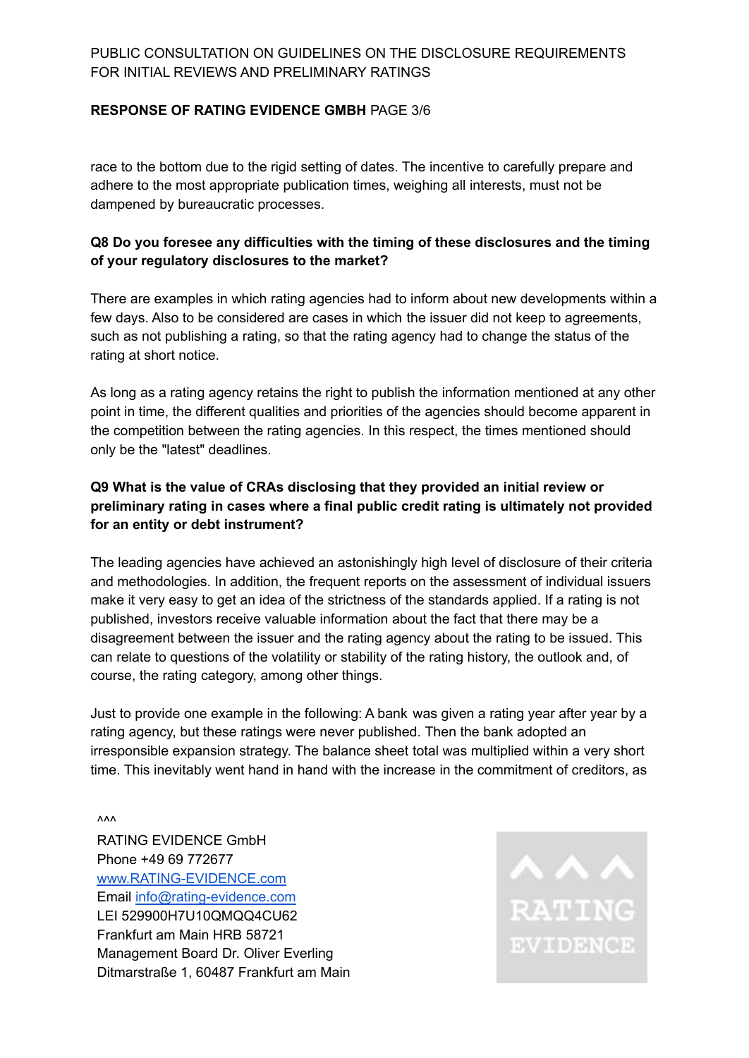race to the bottom due to the rigid setting of dates. The incentive to carefully prepare and adhere to the most appropriate publication times, weighing all interests, must not be dampened by bureaucratic processes.

**Q8 Do you foresee any difficulties with the timing of these disclosures and the timing of your regulatory disclosures to the market?**

There are examples in which rating agencies had to inform about new developments within a few days. Also to be considered are cases in which the issuer did not keep to agreements, such as not publishing a rating, so that the rating agency had to change the status of the rating at short notice.

As long as a rating agency retains the right to publish the information mentioned at any other point in time, the different qualities and priorities of the agencies should become apparent in the competition between the rating agencies. In this respect, the times mentioned should only be the "latest" deadlines.

**Q9 What is the value of CRAs disclosing that they provided an initial review or preliminary rating in cases where a final public credit rating is ultimately not provided for an entity or debt instrument?**

The leading agencies have achieved an astonishingly high level of disclosure of their criteria and methodologies. In addition, the frequent reports on the assessment of individual issuers make it very easy to get an idea of the strictness of the standards applied. If a rating is not published, investors receive valuable information about the fact that there may be a disagreement between the issuer and the rating agency about the rating to be issued. This can relate to questions of the volatility or stability of the rating history, the outlook and, of course, the rating category, among other things.

Just to provide one example in the following: A bank was given a rating year after year by a rating agency, but these ratings were never published. Then the bank adopted an irresponsible expansion strategy. The balance sheet total was multiplied within a very short time. This inevitably went hand in hand with the increase in the commitment of creditors, as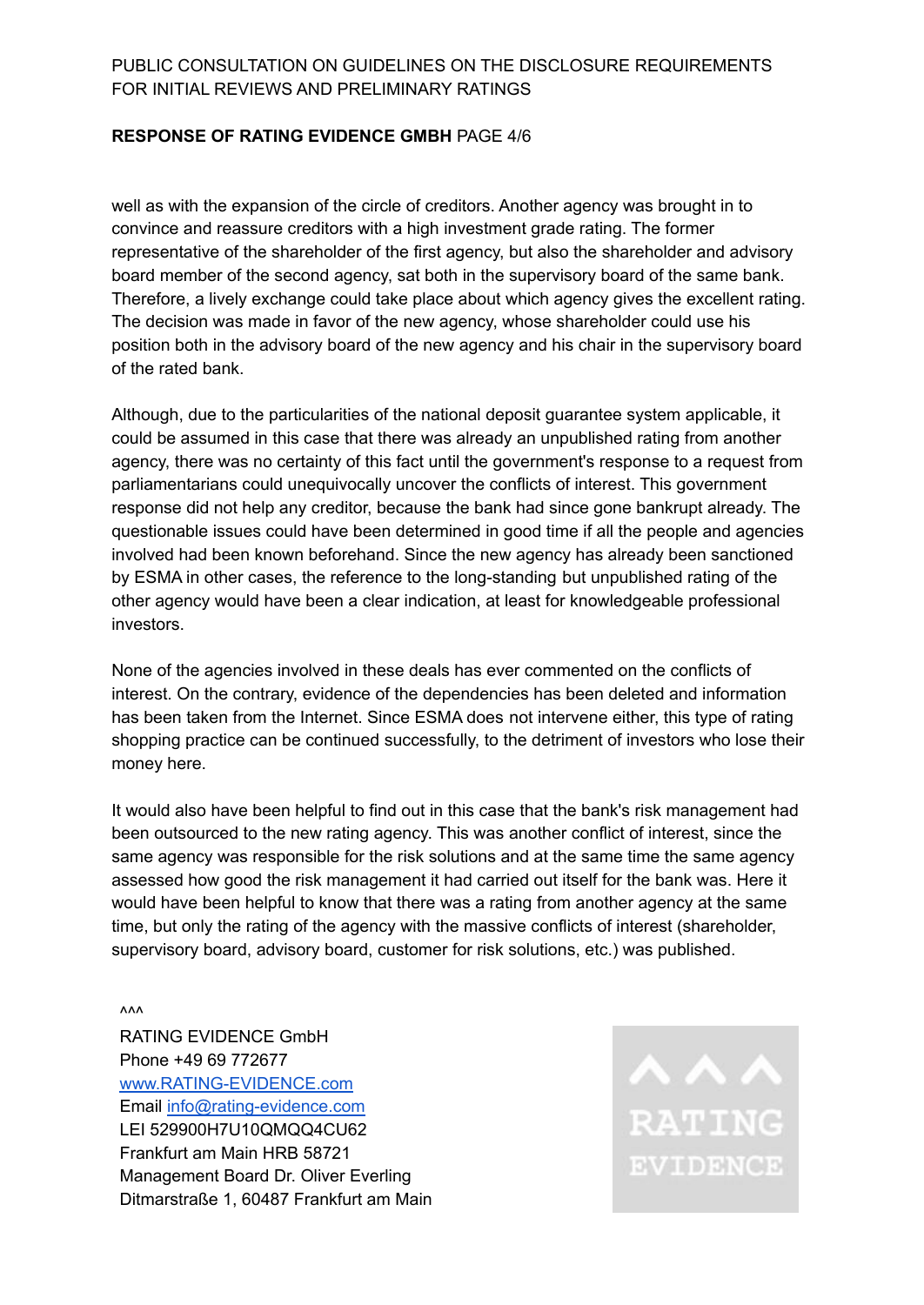well as with the expansion of the circle of creditors. Another agency was brought in to convince and reassure creditors with a high investment grade rating. The former representative of the shareholder of the first agency, but also the shareholder and advisory board member of the second agency, sat both in the supervisory board of the same bank. Therefore, a lively exchange could take place about which agency gives the excellent rating. The decision was made in favor of the new agency, whose shareholder could use his position both in the advisory board of the new agency and his chair in the supervisory board of the rated bank.

Although, due to the particularities of the national deposit guarantee system applicable, it could be assumed in this case that there was already an unpublished rating from another agency, there was no certainty of this fact until the government's response to a request from parliamentarians could unequivocally uncover the conflicts of interest. This government response did not help any creditor, because the bank had since gone bankrupt already. The questionable issues could have been determined in good time if all the people and agencies involved had been known beforehand. Since the new agency has already been sanctioned by ESMA in other cases, the reference to the long-standing but unpublished rating of the other agency would have been a clear indication, at least for knowledgeable professional investors.

None of the agencies involved in these deals has ever commented on the conflicts of interest. On the contrary, evidence of the dependencies has been deleted and information has been taken from the Internet. Since ESMA does not intervene either, this type of rating shopping practice can be continued successfully, to the detriment of investors who lose their money here.

It would also have been helpful to find out in this case that the bank's risk management had been outsourced to the new rating agency. This was another conflict of interest, since the same agency was responsible for the risk solutions and at the same time the same agency assessed how good the risk management it had carried out itself for the bank was. Here it would have been helpful to know that there was a rating from another agency at the same time, but only the rating of the agency with the massive conflicts of interest (shareholder, supervisory board, advisory board, customer for risk solutions, etc.) was published.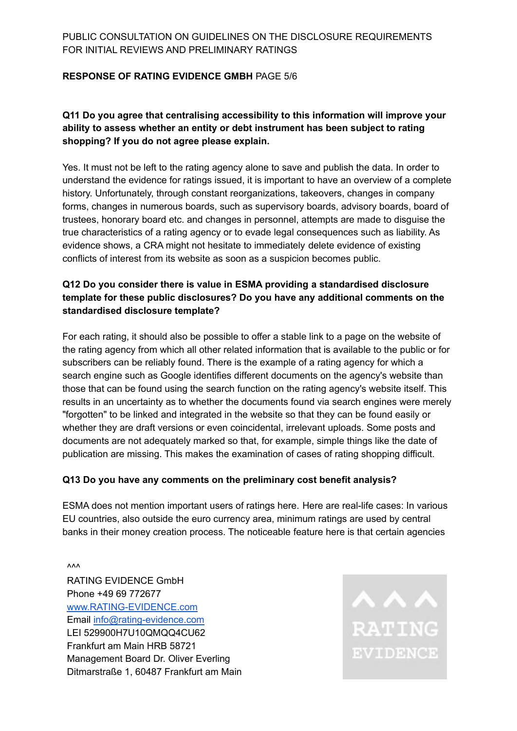**Q11 Do you agree that centralising accessibility to this information will improve your ability to assess whether an entity or debt instrument has been subject to rating shopping? If you do not agree please explain.**

Yes. It must not be left to the rating agency alone to save and publish the data. In order to understand the evidence for ratings issued, it is important to have an overview of a complete history. Unfortunately, through constant reorganizations, takeovers, changes in company forms, changes in numerous boards, such as supervisory boards, advisory boards, board of trustees, honorary board etc. and changes in personnel, attempts are made to disguise the true characteristics of a rating agency or to evade legal consequences such as liability. As evidence shows, a CRA might not hesitate to immediately delete evidence of existing conflicts of interest from its website as soon as a suspicion becomes public.

**Q12 Do you consider there is value in ESMA providing a standardised disclosure template for these public disclosures? Do you have any additional comments on the standardised disclosure template?**

For each rating, it should also be possible to offer a stable link to a page on the website of the rating agency from which all other related information that is available to the public or for subscribers can be reliably found. There is the example of a rating agency for which a search engine such as Google identifies different documents on the agency's website than those that can be found using the search function on the rating agency's website itself. This results in an uncertainty as to whether the documents found via search engines were merely "forgotten" to be linked and integrated in the website so that they can be found easily or whether they are draft versions or even coincidental, irrelevant uploads. Some posts and documents are not adequately marked so that, for example, simple things like the date of publication are missing. This makes the examination of cases of rating shopping difficult.

**Q13 Do you have any comments on the preliminary cost benefit analysis?**

ESMA does not mention important users of ratings here. Here are real-life cases: In various EU countries, also outside the euro currency area, minimum ratings are used by central banks in their money creation process. The noticeable feature here is that certain agencies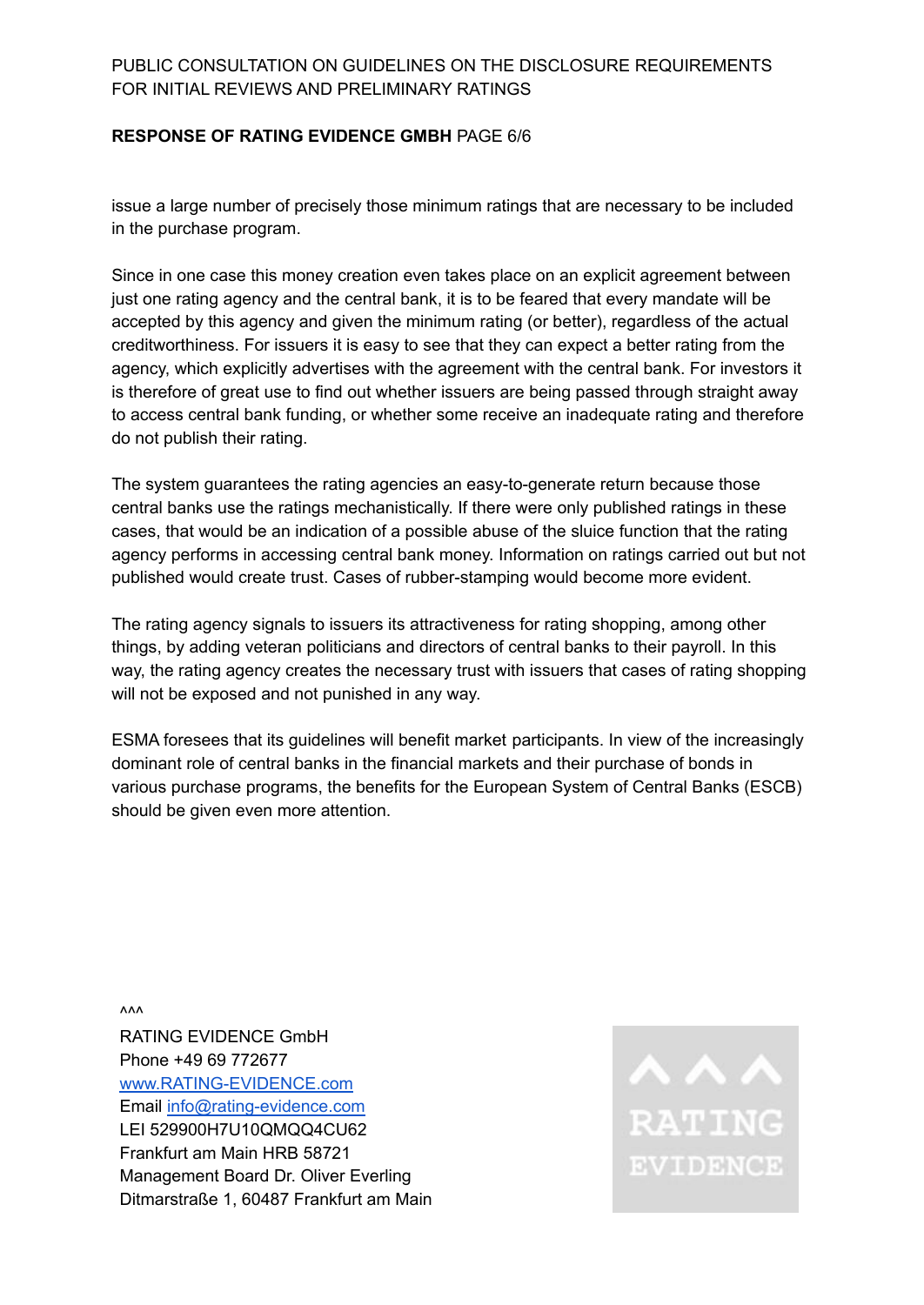issue a large number of precisely those minimum ratings that are necessary to be included in the purchase program.

Since in one case this money creation even takes place on an explicit agreement between just one rating agency and the central bank, it is to be feared that every mandate will be accepted by this agency and given the minimum rating (or better), regardless of the actual creditworthiness. For issuers it is easy to see that they can expect a better rating from the agency, which explicitly advertises with the agreement with the central bank. For investors it is therefore of great use to find out whether issuers are being passed through straight away to access central bank funding, or whether some receive an inadequate rating and therefore do not publish their rating.

The system guarantees the rating agencies an easy-to-generate return because those central banks use the ratings mechanistically. If there were only published ratings in these cases, that would be an indication of a possible abuse of the sluice function that the rating agency performs in accessing central bank money. Information on ratings carried out but not published would create trust. Cases of rubber-stamping would become more evident.

The rating agency signals to issuers its attractiveness for rating shopping, among other things, by adding veteran politicians and directors of central banks to their payroll. In this way, the rating agency creates the necessary trust with issuers that cases of rating shopping will not be exposed and not punished in any way.

ESMA foresees that its guidelines will benefit market participants. In view of the increasingly dominant role of central banks in the financial markets and their purchase of bonds in various purchase programs, the benefits for the European System of Central Banks (ESCB) should be given even more attention.

^^^
RATING EVIDENCE GmbH
Phone +49 69 772677
www.RATING-EVIDENCE.com
Email info@rating-evidence.com
LEI 529900H7U10QMQQ4CU62
Frankfurt am Main HRB 58721
Management Board Dr. Oliver Everling
Ditmarstraße 1, 60487 Frankfurt am Main